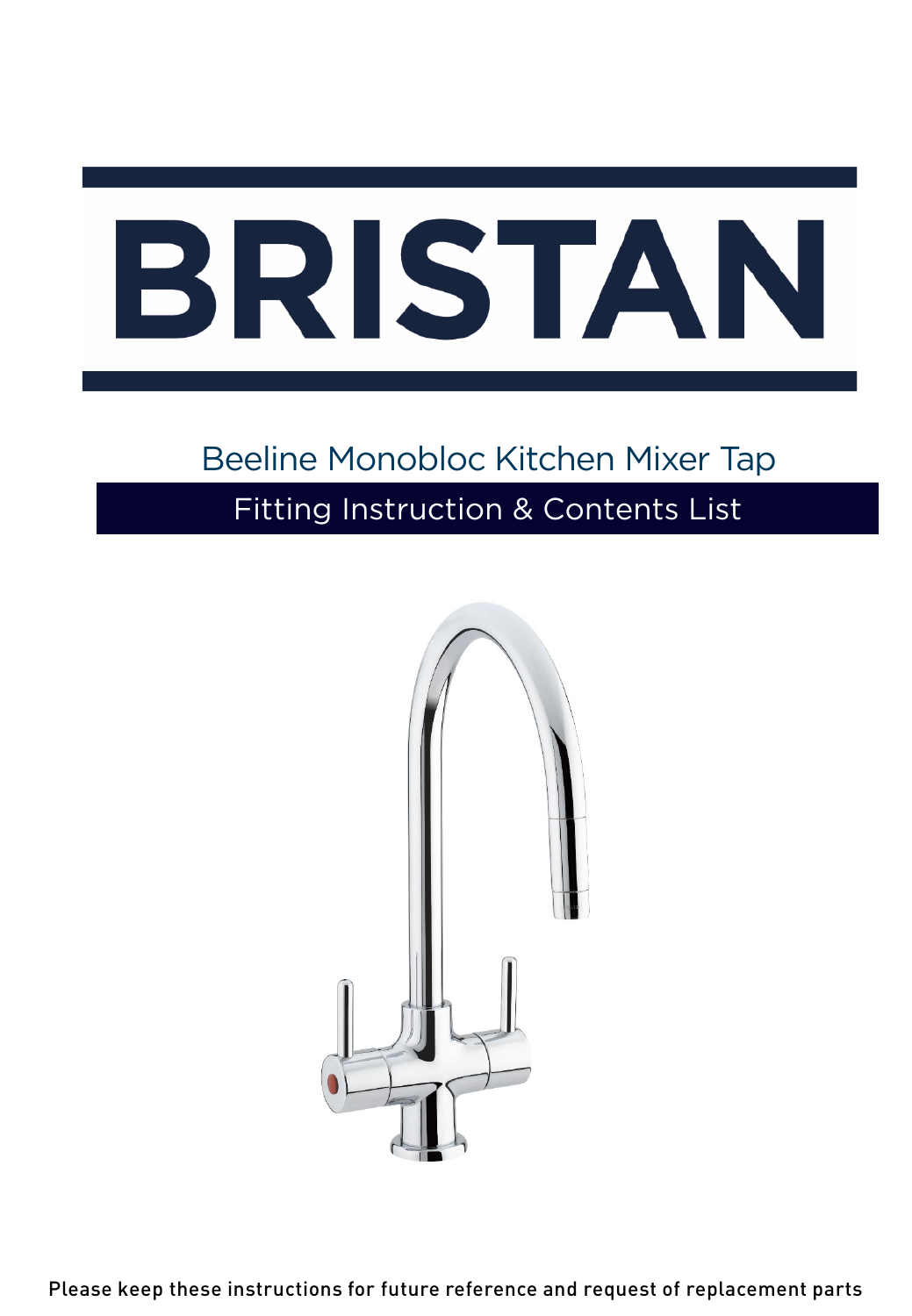# BRISTAN

## Beeline Monobloc Kitchen Mixer Tap

## Fitting Instruction & Contents List

Please keep these instructions for future reference and request of replacement parts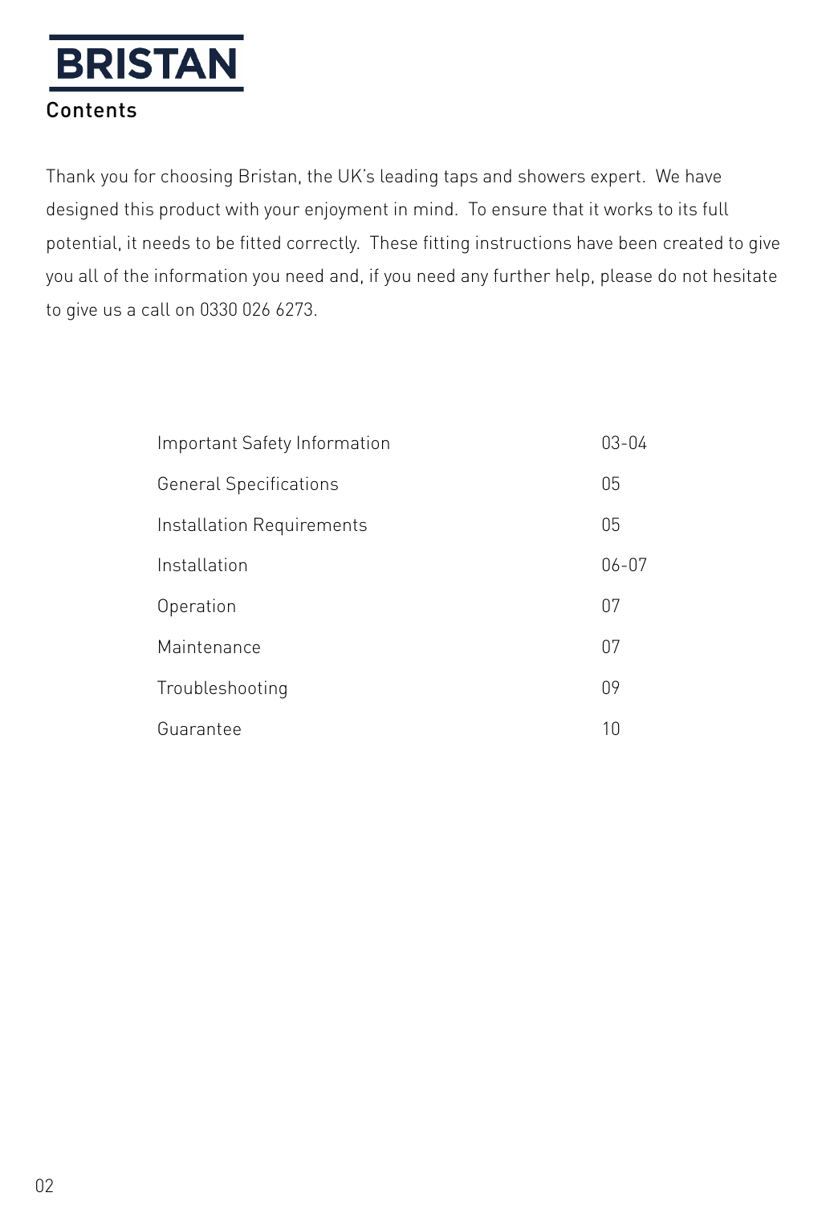BRISTAN

# Contents

Thank you for choosing Bristan, the UK's leading taps and showers expert. We have designed this product with your enjoyment in mind. To ensure that it works to its full potential, it needs to be fitted correctly. These fitting instructions have been created to give you all of the information you need and, if you need any further help, please do not hesitate to give us a call on 0330 026 6273.

| | |
|---|---|
| Important Safety Information | 03-04 |
| General Specifications | 05 |
| Installation Requirements | 05 |
| Installation | 06-07 |
| Operation | 07 |
| Maintenance | 07 |
| Troubleshooting | 09 |
| Guarantee | 10 |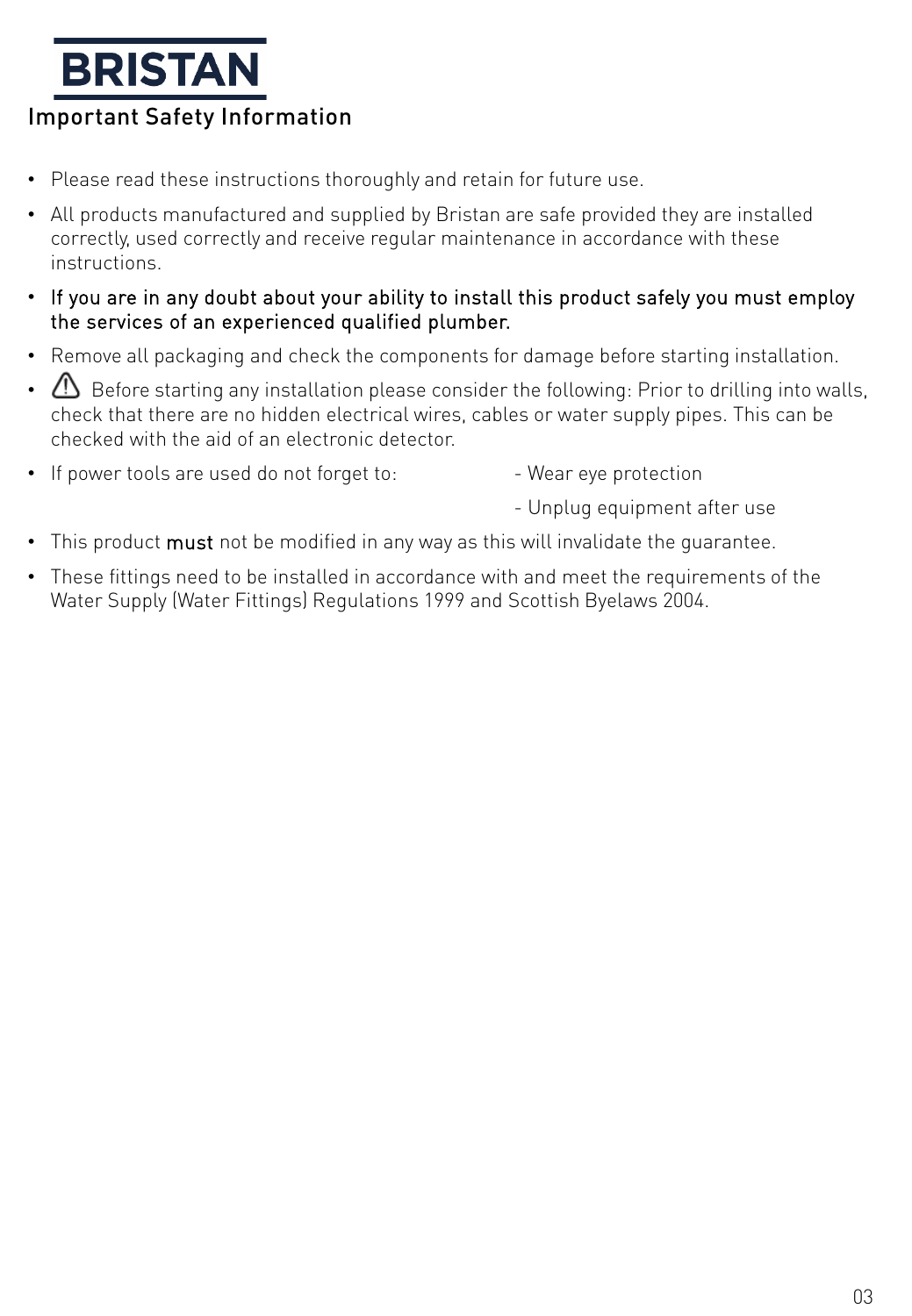BRISTAN

## Important Safety Information

- Please read these instructions thoroughly and retain for future use.
- All products manufactured and supplied by Bristan are safe provided they are installed correctly, used correctly and receive regular maintenance in accordance with these instructions.
- If you are in any doubt about your ability to install this product safely you must employ the services of an experienced qualified plumber.
- Remove all packaging and check the components for damage before starting installation.
- ⚠ Before starting any installation please consider the following: Prior to drilling into walls, check that there are no hidden electrical wires, cables or water supply pipes. This can be checked with the aid of an electronic detector.
- If power tools are used do not forget to:
  - Wear eye protection
  - Unplug equipment after use
- This product **must** not be modified in any way as this will invalidate the guarantee.
- These fittings need to be installed in accordance with and meet the requirements of the Water Supply (Water Fittings) Regulations 1999 and Scottish Byelaws 2004.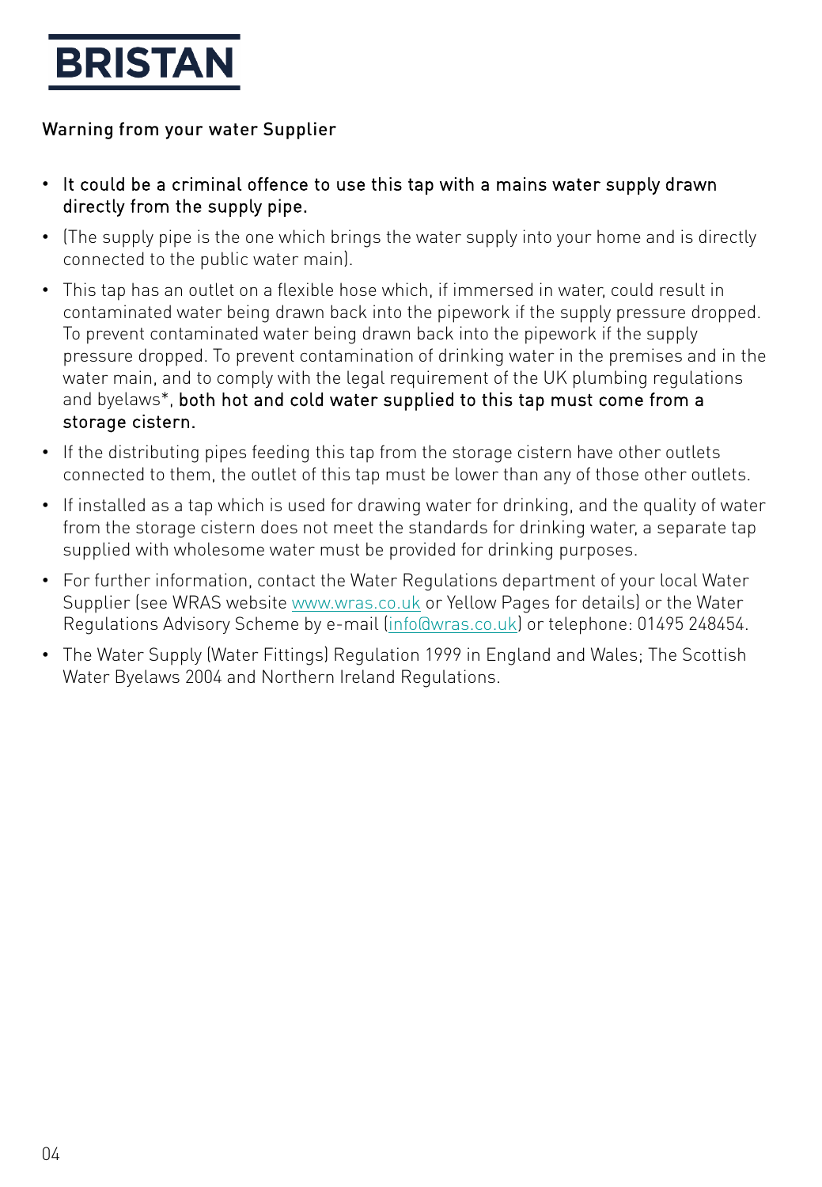BRISTAN

Warning from your water Supplier

- **It could be a criminal offence to use this tap with a mains water supply drawn directly from the supply pipe.**
- (The supply pipe is the one which brings the water supply into your home and is directly connected to the public water main).
- This tap has an outlet on a flexible hose which, if immersed in water, could result in contaminated water being drawn back into the pipework if the supply pressure dropped. To prevent contaminated water being drawn back into the pipework if the supply pressure dropped. To prevent contamination of drinking water in the premises and in the water main, and to comply with the legal requirement of the UK plumbing regulations and byelaws*, **both hot and cold water supplied to this tap must come from a storage cistern.**
- If the distributing pipes feeding this tap from the storage cistern have other outlets connected to them, the outlet of this tap must be lower than any of those other outlets.
- If installed as a tap which is used for drawing water for drinking, and the quality of water from the storage cistern does not meet the standards for drinking water, a separate tap supplied with wholesome water must be provided for drinking purposes.
- For further information, contact the Water Regulations department of your local Water Supplier (see WRAS website www.wras.co.uk or Yellow Pages for details) or the Water Regulations Advisory Scheme by e-mail (info@wras.co.uk) or telephone: 01495 248454.
- The Water Supply (Water Fittings) Regulation 1999 in England and Wales; The Scottish Water Byelaws 2004 and Northern Ireland Regulations.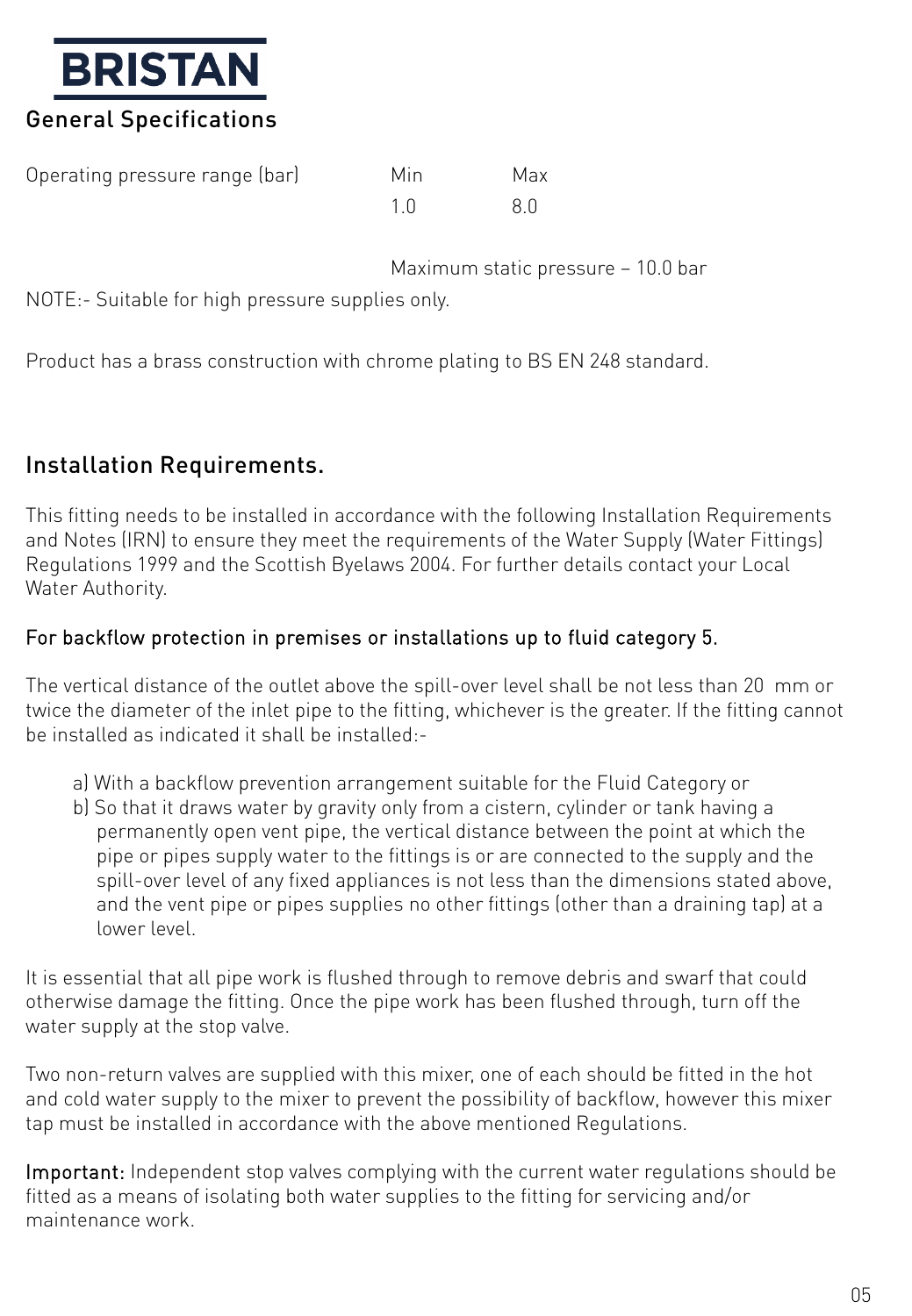# BRISTAN

## General Specifications

| Operating pressure range (bar) | Min | Max |
|---|---|---|
| | 1.0 | 8.0 |

Maximum static pressure – 10.0 bar

NOTE:- Suitable for high pressure supplies only.

Product has a brass construction with chrome plating to BS EN 248 standard.

## Installation Requirements.

This fitting needs to be installed in accordance with the following Installation Requirements and Notes (IRN) to ensure they meet the requirements of the Water Supply (Water Fittings) Regulations 1999 and the Scottish Byelaws 2004. For further details contact your Local Water Authority.

### For backflow protection in premises or installations up to fluid category 5.

The vertical distance of the outlet above the spill-over level shall be not less than 20 mm or twice the diameter of the inlet pipe to the fitting, whichever is the greater. If the fitting cannot be installed as indicated it shall be installed:-

a) With a backflow prevention arrangement suitable for the Fluid Category or
b) So that it draws water by gravity only from a cistern, cylinder or tank having a permanently open vent pipe, the vertical distance between the point at which the pipe or pipes supply water to the fittings is or are connected to the supply and the spill-over level of any fixed appliances is not less than the dimensions stated above, and the vent pipe or pipes supplies no other fittings (other than a draining tap) at a lower level.

It is essential that all pipe work is flushed through to remove debris and swarf that could otherwise damage the fitting. Once the pipe work has been flushed through, turn off the water supply at the stop valve.

Two non-return valves are supplied with this mixer, one of each should be fitted in the hot and cold water supply to the mixer to prevent the possibility of backflow, however this mixer tap must be installed in accordance with the above mentioned Regulations.

**Important:** Independent stop valves complying with the current water regulations should be fitted as a means of isolating both water supplies to the fitting for servicing and/or maintenance work.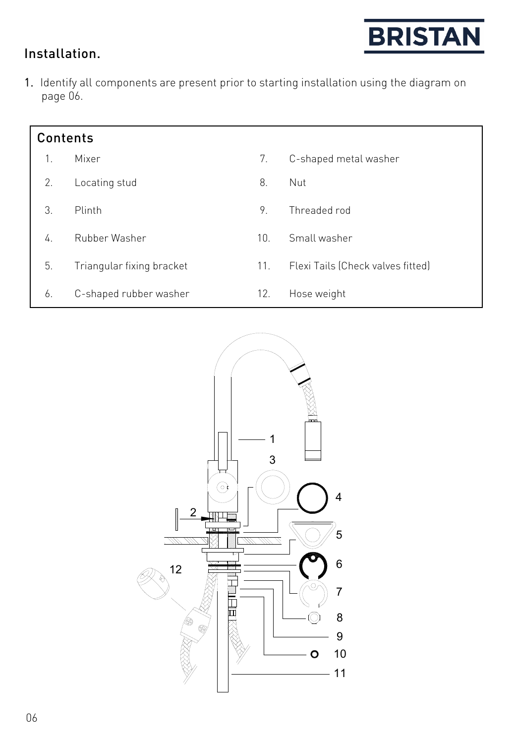## Installation.

1. Identify all components are present prior to starting installation using the diagram on page 06.

### Contents

| | | | |
|---|---|---|---|
| 1. | Mixer | 7. | C-shaped metal washer |
| 2. | Locating stud | 8. | Nut |
| 3. | Plinth | 9. | Threaded rod |
| 4. | Rubber Washer | 10. | Small washer |
| 5. | Triangular fixing bracket | 11. | Flexi Tails (Check valves fitted) |
| 6. | C-shaped rubber washer | 12. | Hose weight |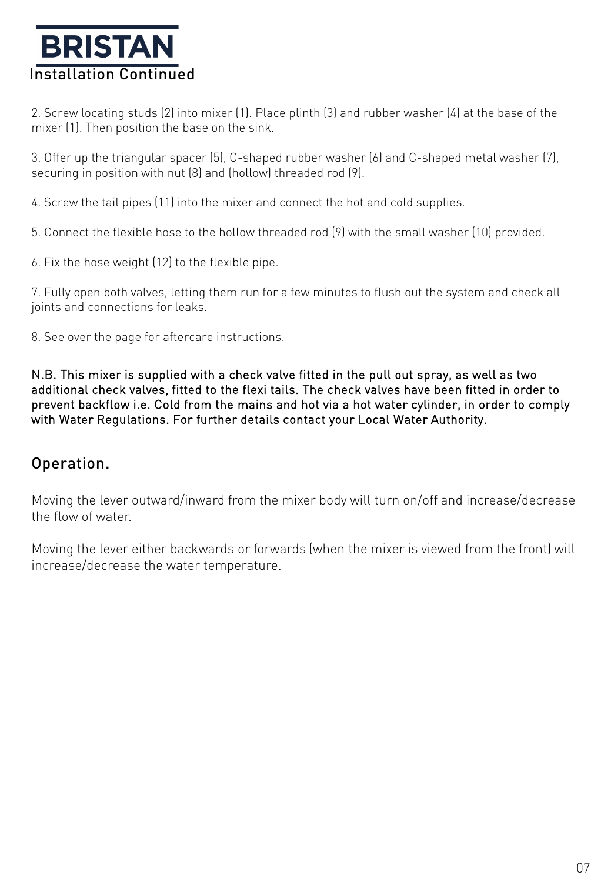# BRISTAN

## Installation Continued

2. Screw locating studs (2) into mixer (1). Place plinth (3) and rubber washer (4) at the base of the mixer (1). Then position the base on the sink.

3. Offer up the triangular spacer (5), C-shaped rubber washer (6) and C-shaped metal washer (7), securing in position with nut (8) and (hollow) threaded rod (9).

4. Screw the tail pipes (11) into the mixer and connect the hot and cold supplies.

5. Connect the flexible hose to the hollow threaded rod (9) with the small washer (10) provided.

6. Fix the hose weight (12) to the flexible pipe.

7. Fully open both valves, letting them run for a few minutes to flush out the system and check all joints and connections for leaks.

8. See over the page for aftercare instructions.

**N.B. This mixer is supplied with a check valve fitted in the pull out spray, as well as two additional check valves, fitted to the flexi tails. The check valves have been fitted in order to prevent backflow i.e. Cold from the mains and hot via a hot water cylinder, in order to comply with Water Regulations. For further details contact your Local Water Authority.**

## Operation.

Moving the lever outward/inward from the mixer body will turn on/off and increase/decrease the flow of water.

Moving the lever either backwards or forwards (when the mixer is viewed from the front) will increase/decrease the water temperature.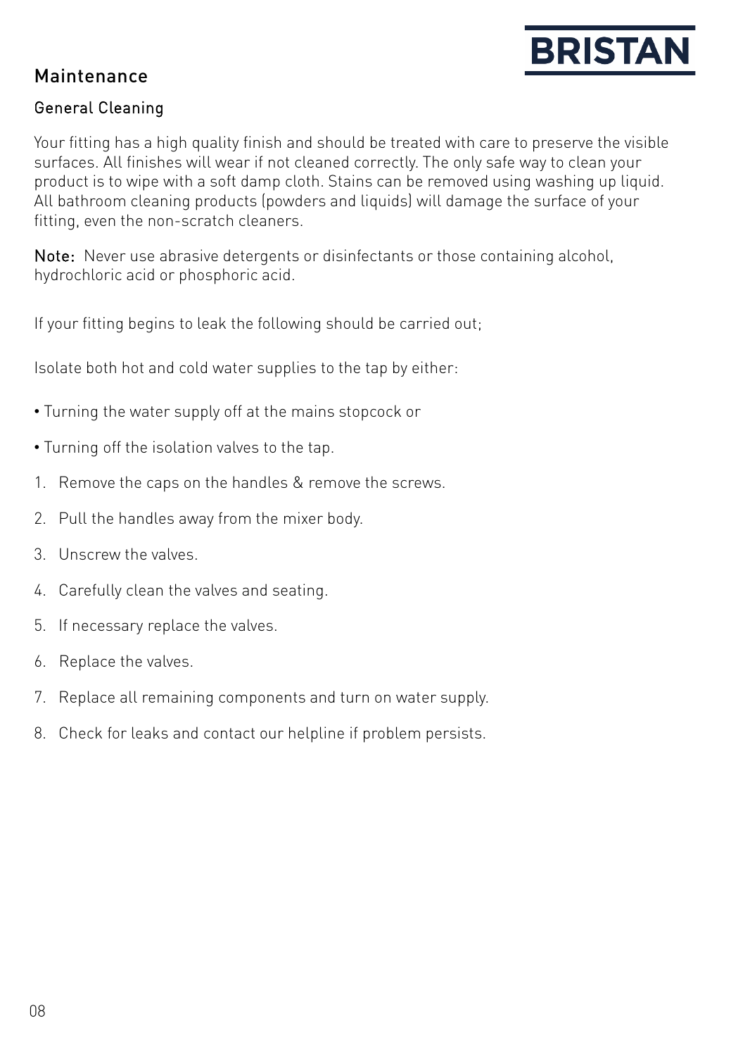# Maintenance

## General Cleaning

Your fitting has a high quality finish and should be treated with care to preserve the visible surfaces. All finishes will wear if not cleaned correctly. The only safe way to clean your product is to wipe with a soft damp cloth. Stains can be removed using washing up liquid. All bathroom cleaning products (powders and liquids) will damage the surface of your fitting, even the non-scratch cleaners.

**Note:** Never use abrasive detergents or disinfectants or those containing alcohol, hydrochloric acid or phosphoric acid.

If your fitting begins to leak the following should be carried out;

Isolate both hot and cold water supplies to the tap by either:

- Turning the water supply off at the mains stopcock or
- Turning off the isolation valves to the tap.

1. Remove the caps on the handles & remove the screws.
2. Pull the handles away from the mixer body.
3. Unscrew the valves.
4. Carefully clean the valves and seating.
5. If necessary replace the valves.
6. Replace the valves.
7. Replace all remaining components and turn on water supply.
8. Check for leaks and contact our helpline if problem persists.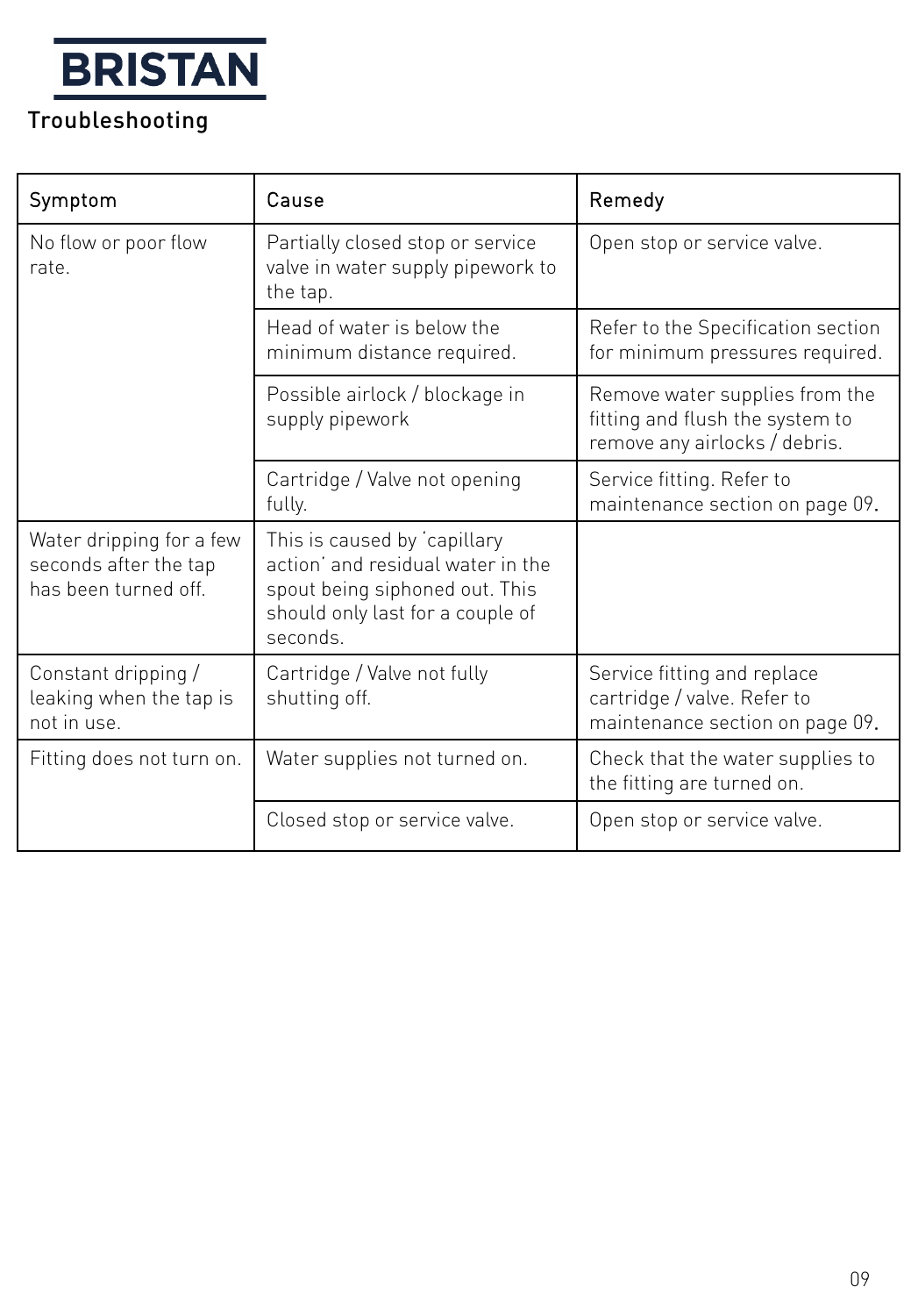BRISTAN

# Troubleshooting

| Symptom | Cause | Remedy |
| --- | --- | --- |
| No flow or poor flow rate. | Partially closed stop or service valve in water supply pipework to the tap. | Open stop or service valve. |
| | Head of water is below the minimum distance required. | Refer to the Specification section for minimum pressures required. |
| | Possible airlock / blockage in supply pipework | Remove water supplies from the fitting and flush the system to remove any airlocks / debris. |
| | Cartridge / Valve not opening fully. | Service fitting. Refer to maintenance section on page 09. |
| Water dripping for a few seconds after the tap has been turned off. | This is caused by 'capillary action' and residual water in the spout being siphoned out. This should only last for a couple of seconds. | |
| Constant dripping / leaking when the tap is not in use. | Cartridge / Valve not fully shutting off. | Service fitting and replace cartridge / valve. Refer to maintenance section on page 09. |
| Fitting does not turn on. | Water supplies not turned on. | Check that the water supplies to the fitting are turned on. |
| | Closed stop or service valve. | Open stop or service valve. |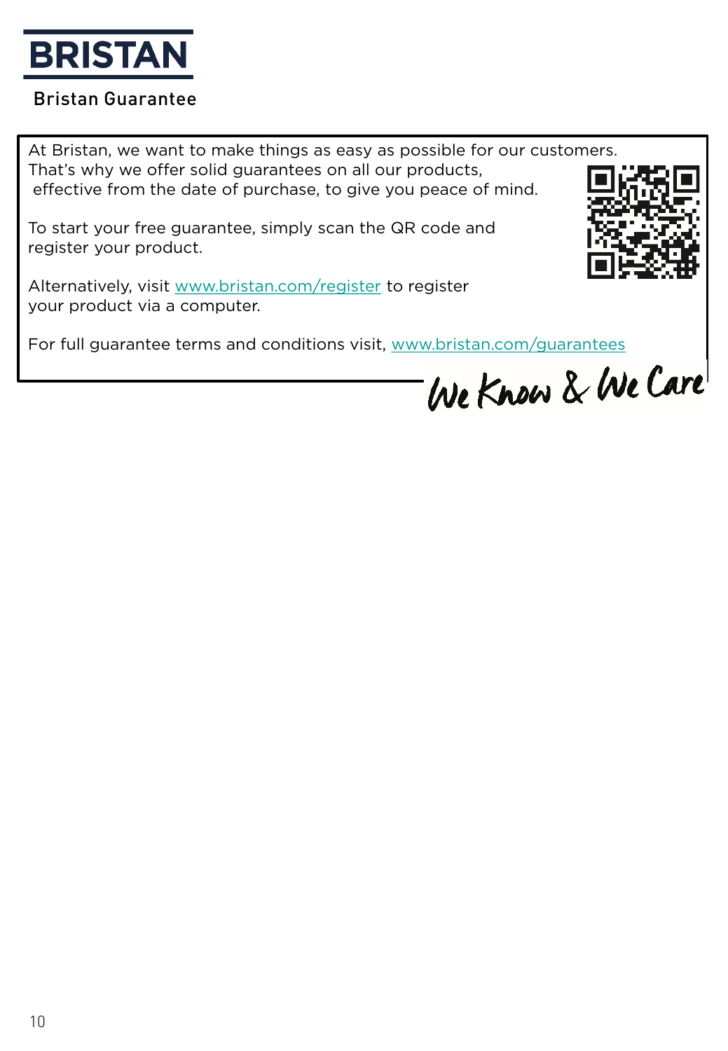# BRISTAN

## Bristan Guarantee

At Bristan, we want to make things as easy as possible for our customers. That's why we offer solid guarantees on all our products, effective from the date of purchase, to give you peace of mind.

To start your free guarantee, simply scan the QR code and register your product.

Alternatively, visit www.bristan.com/register to register your product via a computer.

For full guarantee terms and conditions visit, www.bristan.com/guarantees

*We Know & We Care*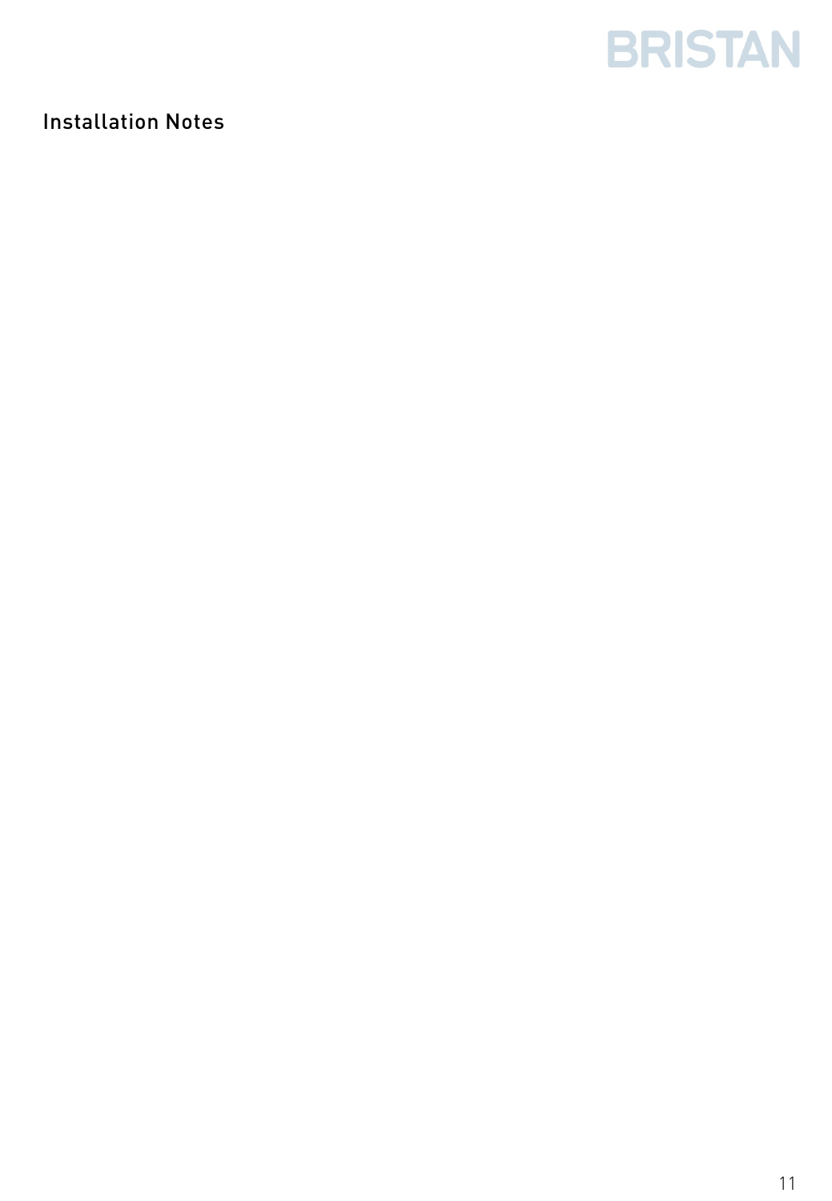## Installation Notes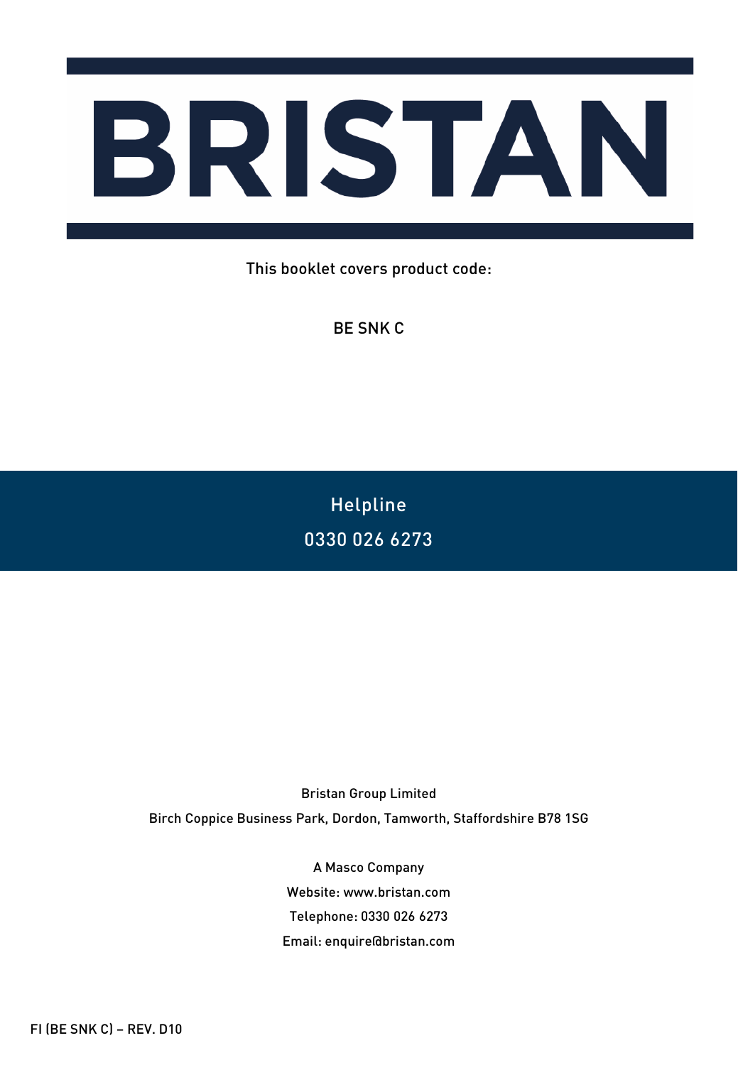# BRISTAN

This booklet covers product code:

BE SNK C

**Helpline**

**0330 026 6273**

Bristan Group Limited

Birch Coppice Business Park, Dordon, Tamworth, Staffordshire B78 1SG

A Masco Company

Website: www.bristan.com

Telephone: 0330 026 6273

Email: enquire@bristan.com

FI (BE SNK C) – REV. D10